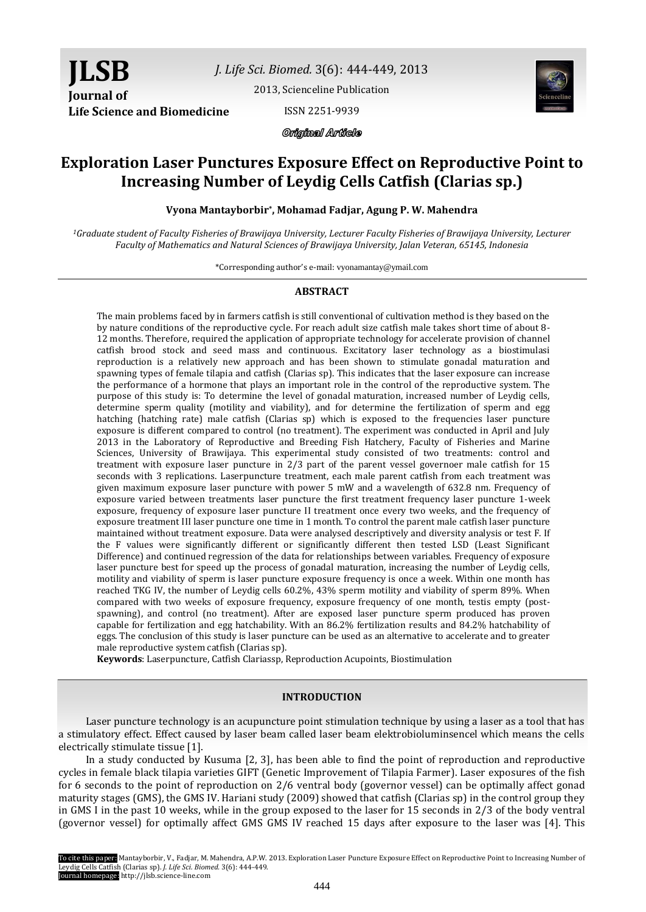# Exploration Laser Punctures Exposure Effect on Reproductive Point to Increasing Number of Leydig Cells Catfish (Clarias sp.)

**Vyona Mantayborbir*, Mohamad Fadjar, Agung P. W. Mahendra**

*[1]Graduate student of Faculty Fisheries of Brawijaya University, Lecturer Faculty Fisheries of Brawijaya University, Lecturer Faculty of Mathematics and Natural Sciences of Brawijaya University, Jalan Veteran, 65145, Indonesia*

*Corresponding author's e-mail: vyonamantay@ymail.com

## ABSTRACT

The main problems faced by in farmers catfish is still conventional of cultivation method is they based on the by nature conditions of the reproductive cycle. For reach adult size catfish male takes short time of about 8-12 months. Therefore, required the application of appropriate technology for accelerate provision of channel catfish brood stock and seed mass and continuous. Excitatory laser technology as a biostimulasi reproduction is a relatively new approach and has been shown to stimulate gonadal maturation and spawning types of female tilapia and catfish (Clarias sp). This indicates that the laser exposure can increase the performance of a hormone that plays an important role in the control of the reproductive system. The purpose of this study is: To determine the level of gonadal maturation, increased number of Leydig cells, determine sperm quality (motility and viability), and for determine the fertilization of sperm and egg hatching (hatching rate) male catfish (Clarias sp) which is exposed to the frequencies laser puncture exposure is different compared to control (no treatment). The experiment was conducted in April and July 2013 in the Laboratory of Reproductive and Breeding Fish Hatchery, Faculty of Fisheries and Marine Sciences, University of Brawijaya. This experimental study consisted of two treatments: control and treatment with exposure laser puncture in 2/3 part of the parent vessel governoer male catfish for 15 seconds with 3 replications. Laserpuncture treatment, each male parent catfish from each treatment was given maximum exposure laser puncture with power 5 mW and a wavelength of 632.8 nm. Frequency of exposure varied between treatments laser puncture the first treatment frequency laser puncture 1-week exposure, frequency of exposure laser puncture II treatment once every two weeks, and the frequency of exposure treatment III laser puncture one time in 1 month. To control the parent male catfish laser puncture maintained without treatment exposure. Data were analysed descriptively and diversity analysis or test F. If the F values were significantly different or significantly different then tested LSD (Least Significant Difference) and continued regression of the data for relationships between variables. Frequency of exposure laser puncture best for speed up the process of gonadal maturation, increasing the number of Leydig cells, motility and viability of sperm is laser puncture exposure frequency is once a week. Within one month has reached TKG IV, the number of Leydig cells 60.2%, 43% sperm motility and viability of sperm 89%. When compared with two weeks of exposure frequency, exposure frequency of one month, testis empty (post-spawning), and control (no treatment). After are exposed laser puncture sperm produced has proven capable for fertilization and egg hatchability. With an 86.2% fertilization results and 84.2% hatchability of eggs. The conclusion of this study is laser puncture can be used as an alternative to accelerate and to greater male reproductive system catfish (Clarias sp).

**Keywords**: Laserpuncture, Catfish Clariassp, Reproduction Acupoints, Biostimulation

## INTRODUCTION

Laser puncture technology is an acupuncture point stimulation technique by using a laser as a tool that has a stimulatory effect. Effect caused by laser beam called laser beam elektrobioluminsencel which means the cells electrically stimulate tissue [1].

In a study conducted by Kusuma [2, 3], has been able to find the point of reproduction and reproductive cycles in female black tilapia varieties GIFT (Genetic Improvement of Tilapia Farmer). Laser exposures of the fish for 6 seconds to the point of reproduction on 2/6 ventral body (governor vessel) can be optimally affect gonad maturity stages (GMS), the GMS IV. Hariani study (2009) showed that catfish (Clarias sp) in the control group they in GMS I in the past 10 weeks, while in the group exposed to the laser for 15 seconds in 2/3 of the body ventral (governor vessel) for optimally affect GMS GMS IV reached 15 days after exposure to the laser was [4]. This

To cite this paper: Mantayborbir, V., Fadjar, M. Mahendra, A.P.W. 2013. Exploration Laser Puncture Exposure Effect on Reproductive Point to Increasing Number of Leydig Cells Catfish (Clarias sp). *J. Life Sci. Biomed.* 3(6): 444-449.
Journal homepage: http://jlsb.science-line.com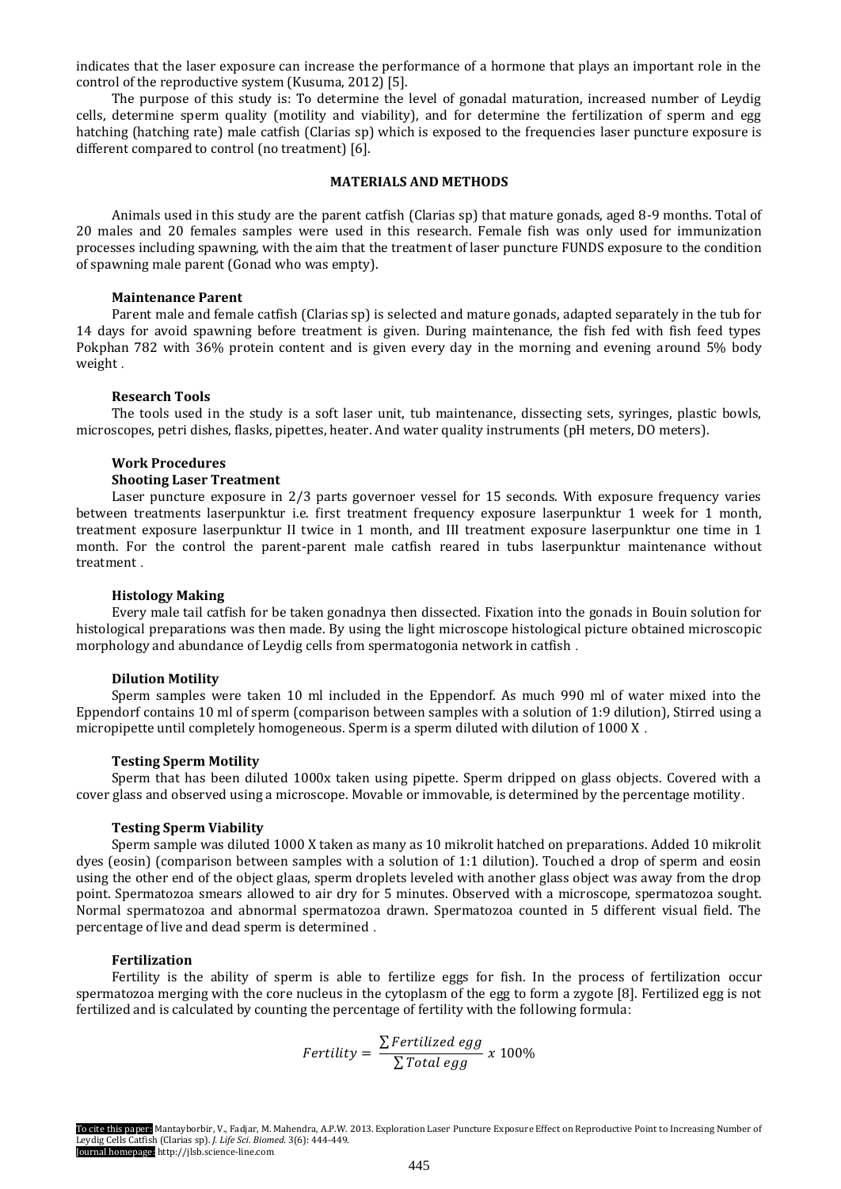indicates that the laser exposure can increase the performance of a hormone that plays an important role in the control of the reproductive system (Kusuma, 2012) [5].

The purpose of this study is: To determine the level of gonadal maturation, increased number of Leydig cells, determine sperm quality (motility and viability), and for determine the fertilization of sperm and egg hatching (hatching rate) male catfish (Clarias sp) which is exposed to the frequencies laser puncture exposure is different compared to control (no treatment) [6].

## MATERIALS AND METHODS

Animals used in this study are the parent catfish (Clarias sp) that mature gonads, aged 8-9 months. Total of 20 males and 20 females samples were used in this research. Female fish was only used for immunization processes including spawning, with the aim that the treatment of laser puncture FUNDS exposure to the condition of spawning male parent (Gonad who was empty).

### Maintenance Parent

Parent male and female catfish (Clarias sp) is selected and mature gonads, adapted separately in the tub for 14 days for avoid spawning before treatment is given. During maintenance, the fish fed with fish feed types Pokphan 782 with 36% protein content and is given every day in the morning and evening around 5% body weight .

### Research Tools

The tools used in the study is a soft laser unit, tub maintenance, dissecting sets, syringes, plastic bowls, microscopes, petri dishes, flasks, pipettes, heater. And water quality instruments (pH meters, DO meters).

### Work Procedures

### Shooting Laser Treatment

Laser puncture exposure in 2/3 parts governoer vessel for 15 seconds. With exposure frequency varies between treatments laserpunktur i.e. first treatment frequency exposure laserpunktur 1 week for 1 month, treatment exposure laserpunktur II twice in 1 month, and III treatment exposure laserpunktur one time in 1 month. For the control the parent-parent male catfish reared in tubs laserpunktur maintenance without treatment .

### Histology Making

Every male tail catfish for be taken gonadnya then dissected. Fixation into the gonads in Bouin solution for histological preparations was then made. By using the light microscope histological picture obtained microscopic morphology and abundance of Leydig cells from spermatogonia network in catfish .

### Dilution Motility

Sperm samples were taken 10 ml included in the Eppendorf. As much 990 ml of water mixed into the Eppendorf contains 10 ml of sperm (comparison between samples with a solution of 1:9 dilution), Stirred using a micropipette until completely homogeneous. Sperm is a sperm diluted with dilution of 1000 X .

### Testing Sperm Motility

Sperm that has been diluted 1000x taken using pipette. Sperm dripped on glass objects. Covered with a cover glass and observed using a microscope. Movable or immovable, is determined by the percentage motility.

### Testing Sperm Viability

Sperm sample was diluted 1000 X taken as many as 10 mikrolit hatched on preparations. Added 10 mikrolit dyes (eosin) (comparison between samples with a solution of 1:1 dilution). Touched a drop of sperm and eosin using the other end of the object glaas, sperm droplets leveled with another glass object was away from the drop point. Spermatozoa smears allowed to air dry for 5 minutes. Observed with a microscope, spermatozoa sought. Normal spermatozoa and abnormal spermatozoa drawn. Spermatozoa counted in 5 different visual field. The percentage of live and dead sperm is determined .

### Fertilization

Fertility is the ability of sperm is able to fertilize eggs for fish. In the process of fertilization occur spermatozoa merging with the core nucleus in the cytoplasm of the egg to form a zygote [8]. Fertilized egg is not fertilized and is calculated by counting the percentage of fertility with the following formula:

$$Fertility = \frac{\sum Fertilized\ egg}{\sum Total\ egg}\ x\ 100\%$$

To cite this paper: Mantayborbir, V., Fadjar, M. Mahendra, A.P.W. 2013. Exploration Laser Puncture Exposure Effect on Reproductive Point to Increasing Number of Leydig Cells Catfish (Clarias sp). *J. Life Sci. Biomed.* 3(6): 444-449.
Journal homepage: http://jlsb.science-line.com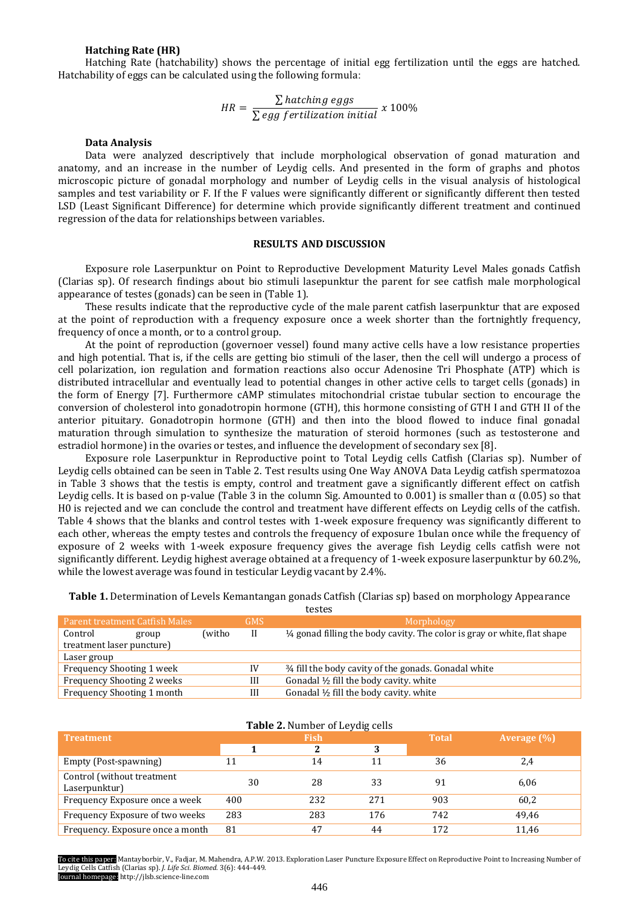### Hatching Rate (HR)

Hatching Rate (hatchability) shows the percentage of initial egg fertilization until the eggs are hatched. Hatchability of eggs can be calculated using the following formula:

$$HR = \frac{\sum hatching\ eggs}{\sum egg\ fertilization\ initial}\ x\ 100\%$$

### Data Analysis

Data were analyzed descriptively that include morphological observation of gonad maturation and anatomy, and an increase in the number of Leydig cells. And presented in the form of graphs and photos microscopic picture of gonadal morphology and number of Leydig cells in the visual analysis of histological samples and test variability or F. If the F values were significantly different or significantly different then tested LSD (Least Significant Difference) for determine which provide significantly different treatment and continued regression of the data for relationships between variables.

## RESULTS AND DISCUSSION

Exposure role Laserpunktur on Point to Reproductive Development Maturity Level Males gonads Catfish (Clarias sp). Of research findings about bio stimuli lasepunktur the parent for see catfish male morphological appearance of testes (gonads) can be seen in (Table 1).

These results indicate that the reproductive cycle of the male parent catfish laserpunktur that are exposed at the point of reproduction with a frequency exposure once a week shorter than the fortnightly frequency, frequency of once a month, or to a control group.

At the point of reproduction (governoer vessel) found many active cells have a low resistance properties and high potential. That is, if the cells are getting bio stimuli of the laser, then the cell will undergo a process of cell polarization, ion regulation and formation reactions also occur Adenosine Tri Phosphate (ATP) which is distributed intracellular and eventually lead to potential changes in other active cells to target cells (gonads) in the form of Energy [7]. Furthermore cAMP stimulates mitochondrial cristae tubular section to encourage the conversion of cholesterol into gonadotropin hormone (GTH), this hormone consisting of GTH I and GTH II of the anterior pituitary. Gonadotropin hormone (GTH) and then into the blood flowed to induce final gonadal maturation through simulation to synthesize the maturation of steroid hormones (such as testosterone and estradiol hormone) in the ovaries or testes, and influence the development of secondary sex [8].

Exposure role Laserpunktur in Reproductive point to Total Leydig cells Catfish (Clarias sp). Number of Leydig cells obtained can be seen in Table 2. Test results using One Way ANOVA Data Leydig catfish spermatozoa in Table 3 shows that the testis is empty, control and treatment gave a significantly different effect on catfish Leydig cells. It is based on p-value (Table 3 in the column Sig. Amounted to 0.001) is smaller than α (0.05) so that H0 is rejected and we can conclude the control and treatment have different effects on Leydig cells of the catfish. Table 4 shows that the blanks and control testes with 1-week exposure frequency was significantly different to each other, whereas the empty testes and controls the frequency of exposure 1bulan once while the frequency of exposure of 2 weeks with 1-week exposure frequency gives the average fish Leydig cells catfish were not significantly different. Leydig highest average obtained at a frequency of 1-week exposure laserpunktur by 60.2%, while the lowest average was found in testicular Leydig vacant by 2.4%.

**Table 1.** Determination of Levels Kemantangan gonads Catfish (Clarias sp) based on morphology Appearance testes

| Parent treatment Catfish Males | GMS | Morphology |
|---|---|---|
| Control group (witho treatment laser puncture) | II | ¼ gonad filling the body cavity. The color is gray or white, flat shape |
| Laser group | | |
| Frequency Shooting 1 week | IV | ¾ fill the body cavity of the gonads. Gonadal white |
| Frequency Shooting 2 weeks | III | Gonadal ½ fill the body cavity. white |
| Frequency Shooting 1 month | III | Gonadal ½ fill the body cavity. white |

**Table 2.** Number of Leydig cells

| Treatment | Fish | | | Total | Average (%) |
|---|---|---|---|---|---|
| | 1 | 2 | 3 | | |
| Empty (Post-spawning) | 11 | 14 | 11 | 36 | 2,4 |
| Control (without treatment Laserpunktur) | 30 | 28 | 33 | 91 | 6,06 |
| Frequency Exposure once a week | 400 | 232 | 271 | 903 | 60,2 |
| Frequency Exposure of two weeks | 283 | 283 | 176 | 742 | 49,46 |
| Frequency. Exposure once a month | 81 | 47 | 44 | 172 | 11,46 |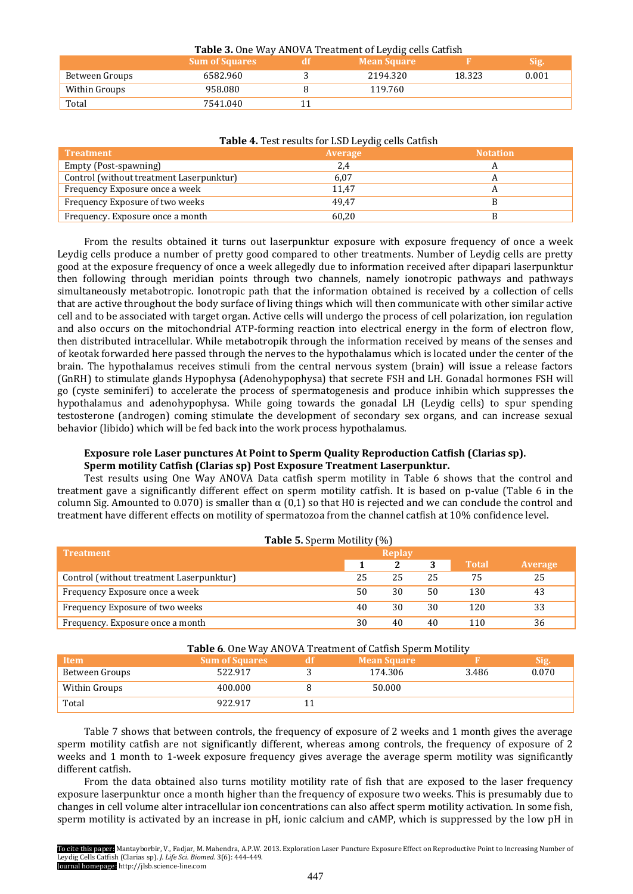**Table 3.** One Way ANOVA Treatment of Leydig cells Catfish

| | Sum of Squares | df | Mean Square | F | Sig. |
|---|---|---|---|---|---|
| Between Groups | 6582.960 | 3 | 2194.320 | 18.323 | 0.001 |
| Within Groups | 958.080 | 8 | 119.760 | | |
| Total | 7541.040 | 11 | | | |

**Table 4.** Test results for LSD Leydig cells Catfish

| Treatment | Average | Notation |
|---|---|---|
| Empty (Post-spawning) | 2,4 | A |
| Control (without treatment Laserpunktur) | 6,07 | A |
| Frequency Exposure once a week | 11,47 | A |
| Frequency Exposure of two weeks | 49,47 | B |
| Frequency. Exposure once a month | 60,20 | B |

From the results obtained it turns out laserpunktur exposure with exposure frequency of once a week Leydig cells produce a number of pretty good compared to other treatments. Number of Leydig cells are pretty good at the exposure frequency of once a week allegedly due to information received after dipapari laserpunktur then following through meridian points through two channels, namely ionotropic pathways and pathways simultaneously metabotropic. Ionotropic path that the information obtained is received by a collection of cells that are active throughout the body surface of living things which will then communicate with other similar active cell and to be associated with target organ. Active cells will undergo the process of cell polarization, ion regulation and also occurs on the mitochondrial ATP-forming reaction into electrical energy in the form of electron flow, then distributed intracellular. While metabotropik through the information received by means of the senses and of keotak forwarded here passed through the nerves to the hypothalamus which is located under the center of the brain. The hypothalamus receives stimuli from the central nervous system (brain) will issue a release factors (GnRH) to stimulate glands Hypophysa (Adenohypophysa) that secrete FSH and LH. Gonadal hormones FSH will go (cyste seminiferi) to accelerate the process of spermatogenesis and produce inhibin which suppresses the hypothalamus and adenohypophysa. While going towards the gonadal LH (Leydig cells) to spur spending testosterone (androgen) coming stimulate the development of secondary sex organs, and can increase sexual behavior (libido) which will be fed back into the work process hypothalamus.

**Exposure role Laser punctures At Point to Sperm Quality Reproduction Catfish (Clarias sp).**
**Sperm motility Catfish (Clarias sp) Post Exposure Treatment Laserpunktur.**

Test results using One Way ANOVA Data catfish sperm motility in Table 6 shows that the control and treatment gave a significantly different effect on sperm motility catfish. It is based on p-value (Table 6 in the column Sig. Amounted to 0.070) is smaller than α (0,1) so that H0 is rejected and we can conclude the control and treatment have different effects on motility of spermatozoa from the channel catfish at 10% confidence level.

**Table 5.** Sperm Motility (%)

| Treatment | Replay | | | Total | Average |
|---|---|---|---|---|---|
| | 1 | 2 | 3 | | |
| Control (without treatment Laserpunktur) | 25 | 25 | 25 | 75 | 25 |
| Frequency Exposure once a week | 50 | 30 | 50 | 130 | 43 |
| Frequency Exposure of two weeks | 40 | 30 | 30 | 120 | 33 |
| Frequency. Exposure once a month | 30 | 40 | 40 | 110 | 36 |

**Table 6.** One Way ANOVA Treatment of Catfish Sperm Motility

| Item | Sum of Squares | df | Mean Square | F | Sig. |
|---|---|---|---|---|---|
| Between Groups | 522.917 | 3 | 174.306 | 3.486 | 0.070 |
| Within Groups | 400.000 | 8 | 50.000 | | |
| Total | 922.917 | 11 | | | |

Table 7 shows that between controls, the frequency of exposure of 2 weeks and 1 month gives the average sperm motility catfish are not significantly different, whereas among controls, the frequency of exposure of 2 weeks and 1 month to 1-week exposure frequency gives average the average sperm motility was significantly different catfish.

From the data obtained also turns motility motility rate of fish that are exposed to the laser frequency exposure laserpunktur once a month higher than the frequency of exposure two weeks. This is presumably due to changes in cell volume alter intracellular ion concentrations can also affect sperm motility activation. In some fish, sperm motility is activated by an increase in pH, ionic calcium and cAMP, which is suppressed by the low pH in

To cite this paper: Mantayborbir, V., Fadjar, M. Mahendra, A.P.W. 2013. Exploration Laser Puncture Exposure Effect on Reproductive Point to Increasing Number of Leydig Cells Catfish (Clarias sp). *J. Life Sci. Biomed.* 3(6): 444-449.
Journal homepage: http://jlsb.science-line.com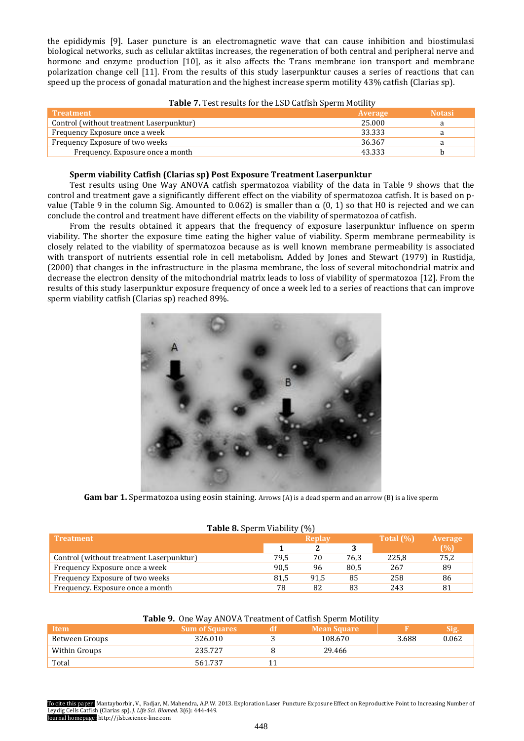the epididymis [9]. Laser puncture is an electromagnetic wave that can cause inhibition and biostimulasi biological networks, such as cellular aktiitas increases, the regeneration of both central and peripheral nerve and hormone and enzyme production [10], as it also affects the Trans membrane ion transport and membrane polarization change cell [11]. From the results of this study laserpunktur causes a series of reactions that can speed up the process of gonadal maturation and the highest increase sperm motility 43% catfish (Clarias sp).

**Table 7.** Test results for the LSD Catfish Sperm Motility

| Treatment | Average | Notasi |
|---|---|---|
| Control (without treatment Laserpunktur) | 25.000 | a |
| Frequency Exposure once a week | 33.333 | a |
| Frequency Exposure of two weeks | 36.367 | a |
| Frequency. Exposure once a month | 43.333 | b |

**Sperm viability Catfish (Clarias sp) Post Exposure Treatment Laserpunktur**

Test results using One Way ANOVA catfish spermatozoa viability of the data in Table 9 shows that the control and treatment gave a significantly different effect on the viability of spermatozoa catfish. It is based on p-value (Table 9 in the column Sig. Amounted to 0.062) is smaller than α (0, 1) so that H0 is rejected and we can conclude the control and treatment have different effects on the viability of spermatozoa of catfish.

From the results obtained it appears that the frequency of exposure laserpunktur influence on sperm viability. The shorter the exposure time eating the higher value of viability. Sperm membrane permeability is closely related to the viability of spermatozoa because as is well known membrane permeability is associated with transport of nutrients essential role in cell metabolism. Added by Jones and Stewart (1979) in Rustidja, (2000) that changes in the infrastructure in the plasma membrane, the loss of several mitochondrial matrix and decrease the electron density of the mitochondrial matrix leads to loss of viability of spermatozoa [12]. From the results of this study laserpunktur exposure frequency of once a week led to a series of reactions that can improve sperm viability catfish (Clarias sp) reached 89%.

**Gam bar 1.** Spermatozoa using eosin staining. Arrows (A) is a dead sperm and an arrow (B) is a live sperm

**Table 8.** Sperm Viability (%)

| Treatment | Replay | | | Total (%) | Average (%) |
|---|---|---|---|---|---|
| | 1 | 2 | 3 | | |
| Control (without treatment Laserpunktur) | 79,5 | 70 | 76,3 | 225,8 | 75,2 |
| Frequency Exposure once a week | 90,5 | 96 | 80,5 | 267 | 89 |
| Frequency Exposure of two weeks | 81,5 | 91,5 | 85 | 258 | 86 |
| Frequency. Exposure once a month | 78 | 82 | 83 | 243 | 81 |

**Table 9.** One Way ANOVA Treatment of Catfish Sperm Motility

| Item | Sum of Squares | df | Mean Square | F | Sig. |
|---|---|---|---|---|---|
| Between Groups | 326.010 | 3 | 108.670 | 3.688 | 0.062 |
| Within Groups | 235.727 | 8 | 29.466 | | |
| Total | 561.737 | 11 | | | |

To cite this paper: Mantayborbir, V., Fadjar, M. Mahendra, A.P.W. 2013. Exploration Laser Puncture Exposure Effect on Reproductive Point to Increasing Number of Leydig Cells Catfish (Clarias sp). *J. Life Sci. Biomed.* 3(6): 444-449.
Journal homepage: http://jlsb.science-line.com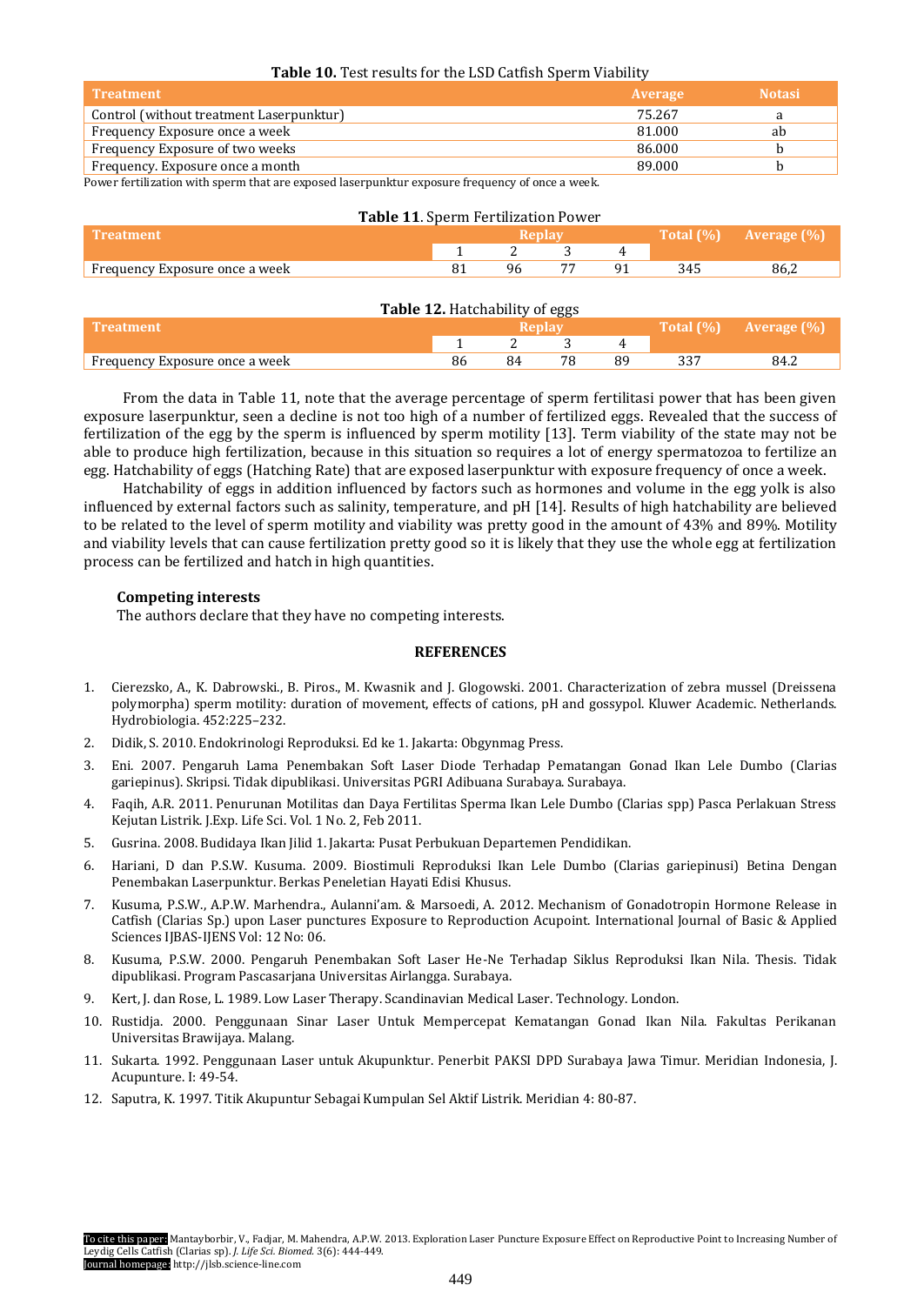**Table 10.** Test results for the LSD Catfish Sperm Viability

| Treatment | Average | Notasi |
|---|---|---|
| Control (without treatment Laserpunktur) | 75.267 | a |
| Frequency Exposure once a week | 81.000 | ab |
| Frequency Exposure of two weeks | 86.000 | b |
| Frequency. Exposure once a month | 89.000 | b |

Power fertilization with sperm that are exposed laserpunktur exposure frequency of once a week.

**Table 11**. Sperm Fertilization Power

| Treatment | Replay | | | | Total (%) | Average (%) |
|---|---|---|---|---|---|---|
| | 1 | 2 | 3 | 4 | | |
| Frequency Exposure once a week | 81 | 96 | 77 | 91 | 345 | 86,2 |

**Table 12.** Hatchability of eggs

| Treatment | Replay | | | | Total (%) | Average (%) |
|---|---|---|---|---|---|---|
| | 1 | 2 | 3 | 4 | | |
| Frequency Exposure once a week | 86 | 84 | 78 | 89 | 337 | 84.2 |

From the data in Table 11, note that the average percentage of sperm fertilitasi power that has been given exposure laserpunktur, seen a decline is not too high of a number of fertilized eggs. Revealed that the success of fertilization of the egg by the sperm is influenced by sperm motility [13]. Term viability of the state may not be able to produce high fertilization, because in this situation so requires a lot of energy spermatozoa to fertilize an egg. Hatchability of eggs (Hatching Rate) that are exposed laserpunktur with exposure frequency of once a week.

Hatchability of eggs in addition influenced by factors such as hormones and volume in the egg yolk is also influenced by external factors such as salinity, temperature, and pH [14]. Results of high hatchability are believed to be related to the level of sperm motility and viability was pretty good in the amount of 43% and 89%. Motility and viability levels that can cause fertilization pretty good so it is likely that they use the whole egg at fertilization process can be fertilized and hatch in high quantities.

**Competing interests**

The authors declare that they have no competing interests.

## REFERENCES

1. Cierezsko, A., K. Dabrowski., B. Piros., M. Kwasnik and J. Glogowski. 2001. Characterization of zebra mussel (Dreissena polymorpha) sperm motility: duration of movement, effects of cations, pH and gossypol. Kluwer Academic. Netherlands. Hydrobiologia. 452:225–232.
2. Didik, S. 2010. Endokrinologi Reproduksi. Ed ke 1. Jakarta: Obgynmag Press.
3. Eni. 2007. Pengaruh Lama Penembakan Soft Laser Diode Terhadap Pematangan Gonad Ikan Lele Dumbo (Clarias gariepinus). Skripsi. Tidak dipublikasi. Universitas PGRI Adibuana Surabaya. Surabaya.
4. Faqih, A.R. 2011. Penurunan Motilitas dan Daya Fertilitas Sperma Ikan Lele Dumbo (Clarias spp) Pasca Perlakuan Stress Kejutan Listrik. J.Exp. Life Sci. Vol. 1 No. 2, Feb 2011.
5. Gusrina. 2008. Budidaya Ikan Jilid 1. Jakarta: Pusat Perbukuan Departemen Pendidikan.
6. Hariani, D dan P.S.W. Kusuma. 2009. Biostimuli Reproduksi Ikan Lele Dumbo (Clarias gariepinusi) Betina Dengan Penembakan Laserpunktur. Berkas Peneletian Hayati Edisi Khusus.
7. Kusuma, P.S.W., A.P.W. Marhendra., Aulanni'am. & Marsoedi, A. 2012. Mechanism of Gonadotropin Hormone Release in Catfish (Clarias Sp.) upon Laser punctures Exposure to Reproduction Acupoint. International Journal of Basic & Applied Sciences IJBAS-IJENS Vol: 12 No: 06.
8. Kusuma, P.S.W. 2000. Pengaruh Penembakan Soft Laser He-Ne Terhadap Siklus Reproduksi Ikan Nila. Thesis. Tidak dipublikasi. Program Pascasarjana Universitas Airlangga. Surabaya.
9. Kert, J. dan Rose, L. 1989. Low Laser Therapy. Scandinavian Medical Laser. Technology. London.
10. Rustidja. 2000. Penggunaan Sinar Laser Untuk Mempercepat Kematangan Gonad Ikan Nila. Fakultas Perikanan Universitas Brawijaya. Malang.
11. Sukarta. 1992. Penggunaan Laser untuk Akupunktur. Penerbit PAKSI DPD Surabaya Jawa Timur. Meridian Indonesia, J. Acupunture. I: 49-54.
12. Saputra, K. 1997. Titik Akupuntur Sebagai Kumpulan Sel Aktif Listrik. Meridian 4: 80-87.